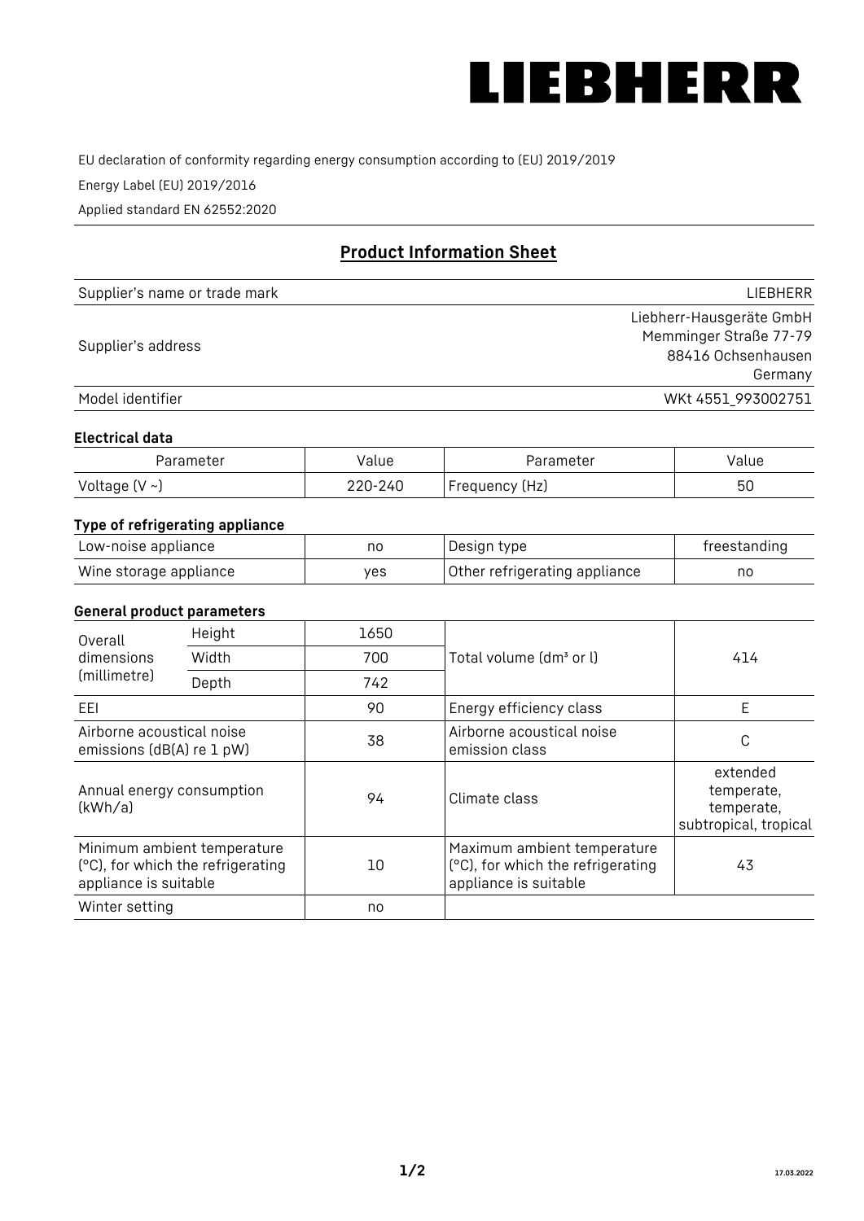EU declaration of conformity regarding energy consumption according to (EU) 2019/2019

Energy Label (EU) 2019/2016

Applied standard EN 62552:2020

## Product Information Sheet

| | |
|---|---|
| Supplier's name or trade mark | LIEBHERR |
| Supplier's address | Liebherr-Hausgeräte GmbH<br>Memminger Straße 77-79<br>88416 Ochsenhausen<br>Germany |
| Model identifier | WKt 4551_993002751 |

### Electrical data

| Parameter | Value | Parameter | Value |
|---|---|---|---|
| Voltage (V ~) | 220-240 | Frequency (Hz) | 50 |

### Type of refrigerating appliance

| | | | |
|---|---|---|---|
| Low-noise appliance | no | Design type | freestanding |
| Wine storage appliance | yes | Other refrigerating appliance | no |

### General product parameters

| | | | | |
|---|---|---|---|---|
| Overall dimensions (millimetre) | Height | 1650 | Total volume (dm³ or l) | 414 |
| | Width | 700 | | |
| | Depth | 742 | | |
| EEI | | 90 | Energy efficiency class | E |
| Airborne acoustical noise emissions (dB(A) re 1 pW) | | 38 | Airborne acoustical noise emission class | C |
| Annual energy consumption (kWh/a) | | 94 | Climate class | extended temperate, temperate, subtropical, tropical |
| Minimum ambient temperature (°C), for which the refrigerating appliance is suitable | | 10 | Maximum ambient temperature (°C), for which the refrigerating appliance is suitable | 43 |
| Winter setting | | no | | |

17.03.2022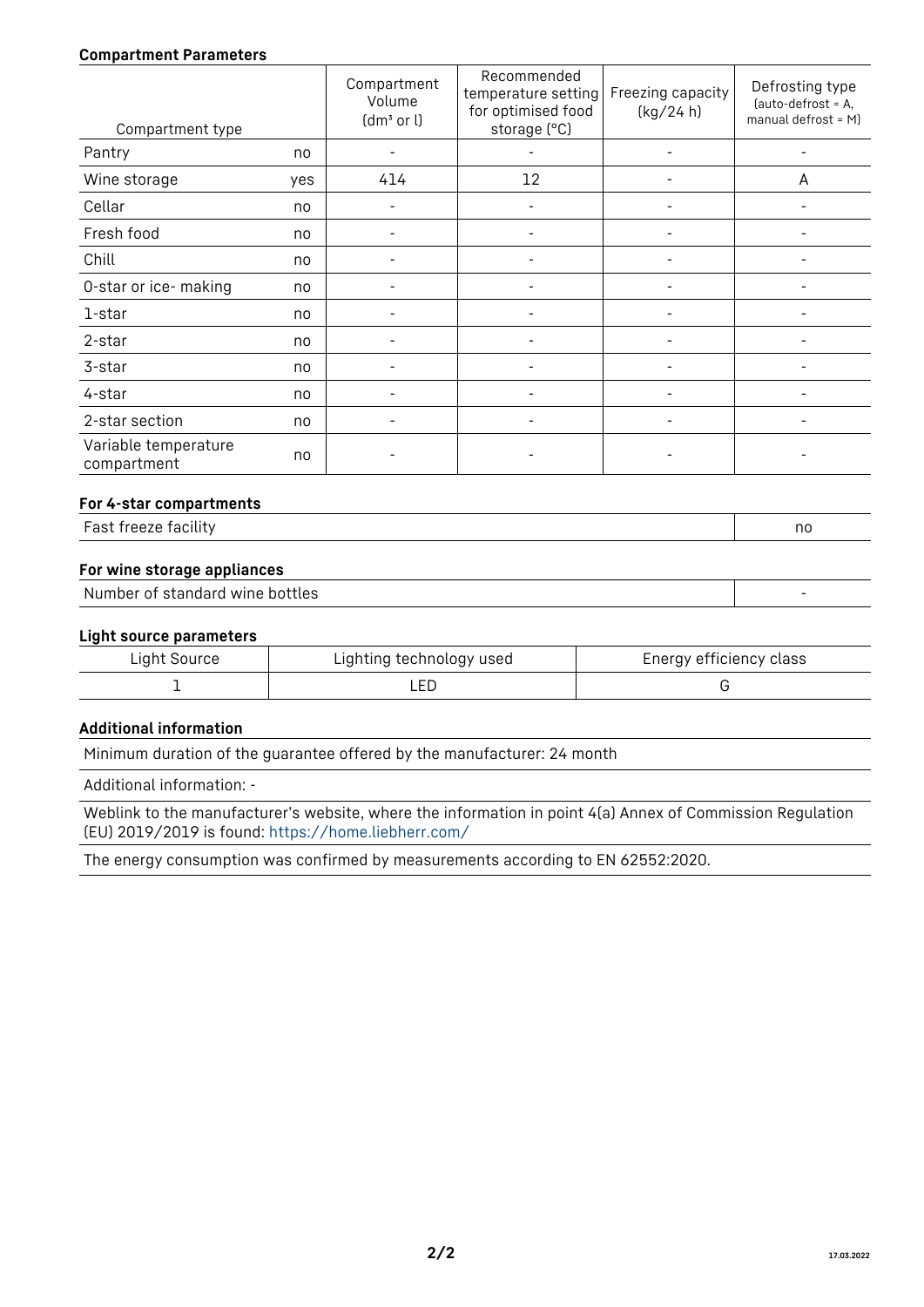**Compartment Parameters**

| Compartment type | | Compartment Volume (dm³ or l) | Recommended temperature setting for optimised food storage (°C) | Freezing capacity (kg/24 h) | Defrosting type (auto-defrost = A, manual defrost = M) |
|---|---|---|---|---|---|
| Pantry | no | - | - | - | - |
| Wine storage | yes | 414 | 12 | - | A |
| Cellar | no | - | - | - | - |
| Fresh food | no | - | - | - | - |
| Chill | no | - | - | - | - |
| 0-star or ice- making | no | - | - | - | - |
| 1-star | no | - | - | - | - |
| 2-star | no | - | - | - | - |
| 3-star | no | - | - | - | - |
| 4-star | no | - | - | - | - |
| 2-star section | no | - | - | - | - |
| Variable temperature compartment | no | - | - | - | - |

**For 4-star compartments**

| | |
|---|---|
| Fast freeze facility | no |

**For wine storage appliances**

| | |
|---|---|
| Number of standard wine bottles | - |

**Light source parameters**

| Light Source | Lighting technology used | Energy efficiency class |
|---|---|---|
| 1 | LED | G |

**Additional information**

Minimum duration of the guarantee offered by the manufacturer: 24 month

Additional information: -

Weblink to the manufacturer's website, where the information in point 4(a) Annex of Commission Regulation (EU) 2019/2019 is found: https://home.liebherr.com/

The energy consumption was confirmed by measurements according to EN 62552:2020.

17.03.2022